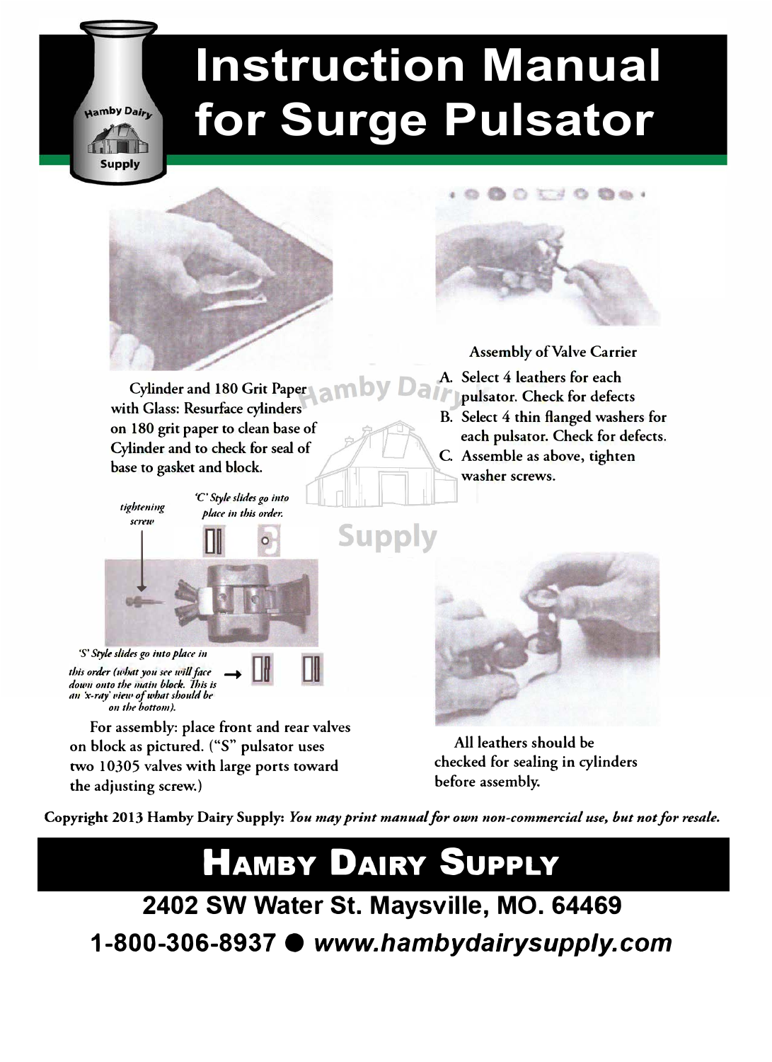# Instruction Manual for Surge Pulsator

Cylinder and 180 Grit Paper with Glass: Resurface cylinders on 180 grit paper to clean base of Cylinder and to check for seal of base to gasket and block.

### Assembly of Valve Carrier

A. Select 4 leathers for each pulsator. Check for defects

B. Select 4 thin flanged washers for each pulsator. Check for defects.

C. Assemble as above, tighten washer screws.

*tightening screw*

*'C' Style slides go into place in this order.*

*'S' Style slides go into place in this order (what you see will face down onto the main block. This is an 'x-ray' view of what should be on the bottom).*

For assembly: place front and rear valves on block as pictured. ("S" pulsator uses two 10305 valves with large ports toward the adjusting screw.)

All leathers should be checked for sealing in cylinders before assembly.

**Copyright 2013 Hamby Dairy Supply:** ***You may print manual for own non-commercial use, but not for resale.***

## Hamby Dairy Supply

**2402 SW Water St. Maysville, MO. 64469**

**1-800-306-8937 ● *www.hambydairysupply.com***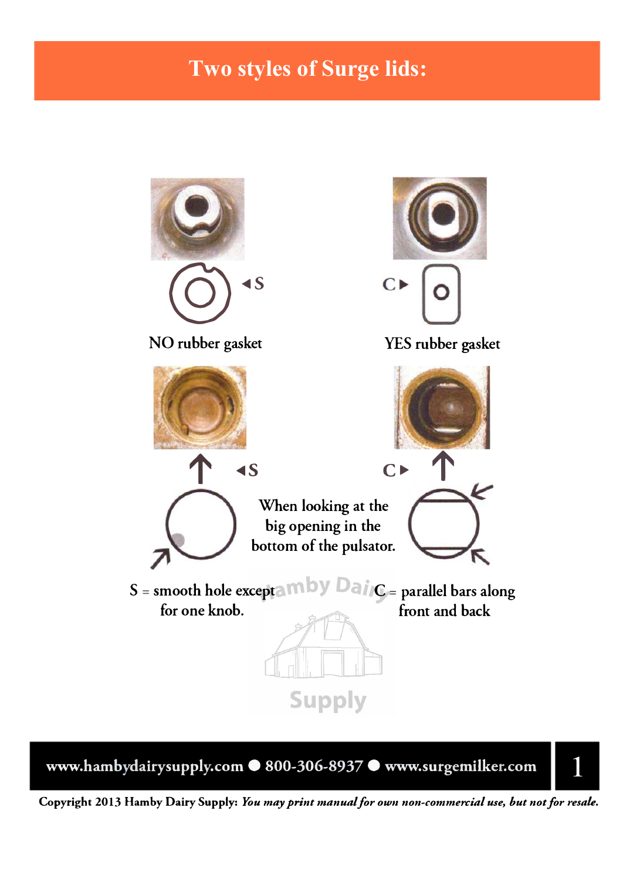# Two styles of Surge lids:

◄S

NO rubber gasket

C►

YES rubber gasket

◄S

C►

When looking at the big opening in the bottom of the pulsator.

S = smooth hole except for one knob.

C = parallel bars along front and back

www.hambydairysupply.com ● 800-306-8937 ● www.surgemilker.com

Copyright 2013 Hamby Dairy Supply: *You may print manual for own non-commercial use, but not for resale.*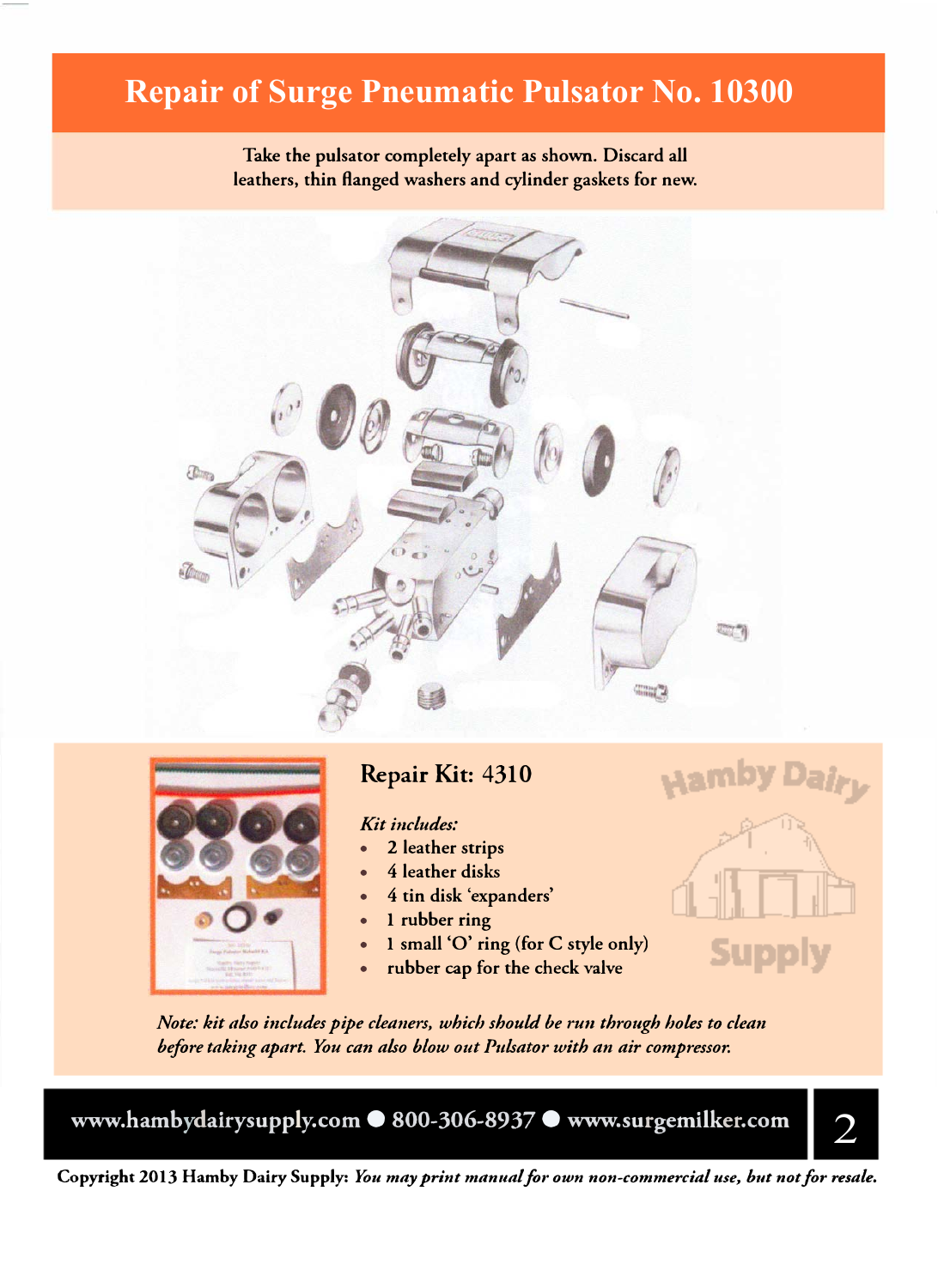# Repair of Surge Pneumatic Pulsator No. 10300

Take the pulsator completely apart as shown. Discard all leathers, thin flanged washers and cylinder gaskets for new.

**Repair Kit:** 4310

*Kit includes:*

- 2 leather strips
- 4 leather disks
- 4 tin disk 'expanders'
- 1 rubber ring
- 1 small 'O' ring (for C style only)
- rubber cap for the check valve

*Note: kit also includes pipe cleaners, which should be run through holes to clean before taking apart. You can also blow out Pulsator with an air compressor.*

www.hambydairysupply.com ● 800-306-8937 ● www.surgemilker.com

Copyright 2013 Hamby Dairy Supply: *You may print manual for own non-commercial use, but not for resale.*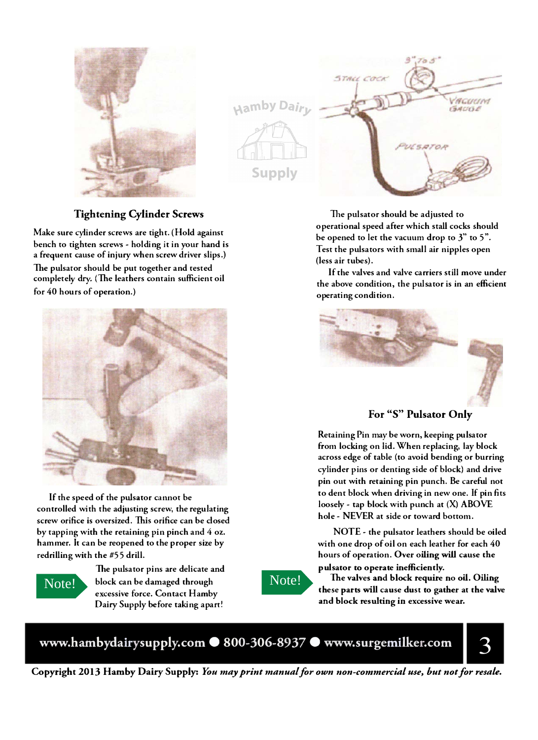### Tightening Cylinder Screws

Make sure cylinder screws are tight. (Hold against bench to tighten screws - holding it in your hand is a frequent cause of injury when screw driver slips.)

The pulsator should be put together and tested completely dry. (The leathers contain sufficient oil for 40 hours of operation.)

If the speed of the pulsator cannot be controlled with the adjusting screw, the regulating screw orifice is oversized. This orifice can be closed by tapping with the retaining pin pinch and 4 oz. hammer. It can be reopened to the proper size by redrilling with the #55 drill.

**Note!** The pulsator pins are delicate and block can be damaged through excessive force. Contact Hamby Dairy Supply before taking apart!

The pulsator should be adjusted to operational speed after which stall cocks should be opened to let the vacuum drop to 3" to 5". Test the pulsators with small air nipples open (less air tubes).

If the valves and valve carriers still move under the above condition, the pulsator is in an efficient operating condition.

### For "S" Pulsator Only

Retaining Pin may be worn, keeping pulsator from locking on lid. When replacing, lay block across edge of table (to avoid bending or burring cylinder pins or denting side of block) and drive pin out with retaining pin punch. Be careful not to dent block when driving in new one. If pin fits loosely - tap block with punch at (X) ABOVE hole - NEVER at side or toward bottom.

NOTE - the pulsator leathers should be oiled with one drop of oil on each leather for each 40 hours of operation. **Over oiling will cause the pulsator to operate inefficiently.**

**Note!** **The valves and block require no oil. Oiling these parts will cause dust to gather at the valve and block resulting in excessive wear.**

www.hambydairysupply.com ● 800-306-8937 ● www.surgemilker.com

**Copyright 2013 Hamby Dairy Supply:** ***You may print manual for own non-commercial use, but not for resale.***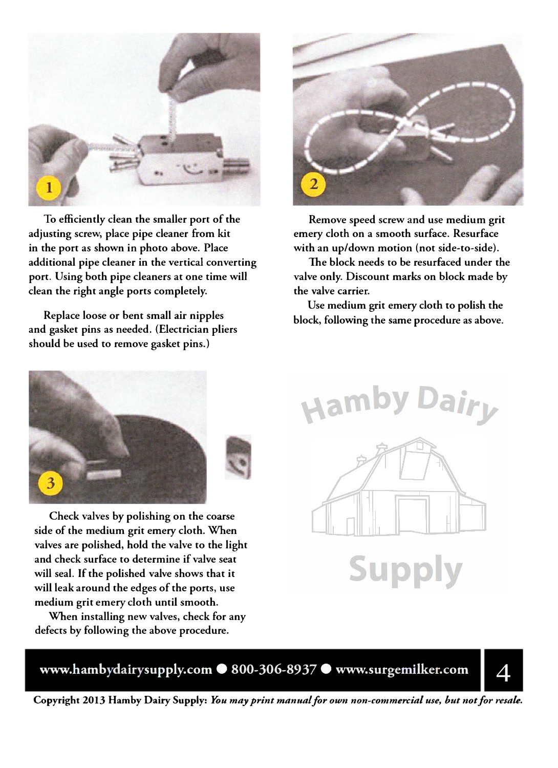To efficiently clean the smaller port of the adjusting screw, place pipe cleaner from kit in the port as shown in photo above. Place additional pipe cleaner in the vertical converting port. Using both pipe cleaners at one time will clean the right angle ports completely.

Replace loose or bent small air nipples and gasket pins as needed. (Electrician pliers should be used to remove gasket pins.)

Remove speed screw and use medium grit emery cloth on a smooth surface. Resurface with an up/down motion (not side-to-side).

The block needs to be resurfaced under the valve only. Discount marks on block made by the valve carrier.

Use medium grit emery cloth to polish the block, following the same procedure as above.

Check valves by polishing on the coarse side of the medium grit emery cloth. When valves are polished, hold the valve to the light and check surface to determine if valve seat will seal. If the polished valve shows that it will leak around the edges of the ports, use medium grit emery cloth until smooth.

When installing new valves, check for any defects by following the above procedure.

www.hambydairysupply.com ● 800-306-8937 ● www.surgemilker.com

**Copyright 2013 Hamby Dairy Supply:** *You may print manual for own non-commercial use, but not for resale.*